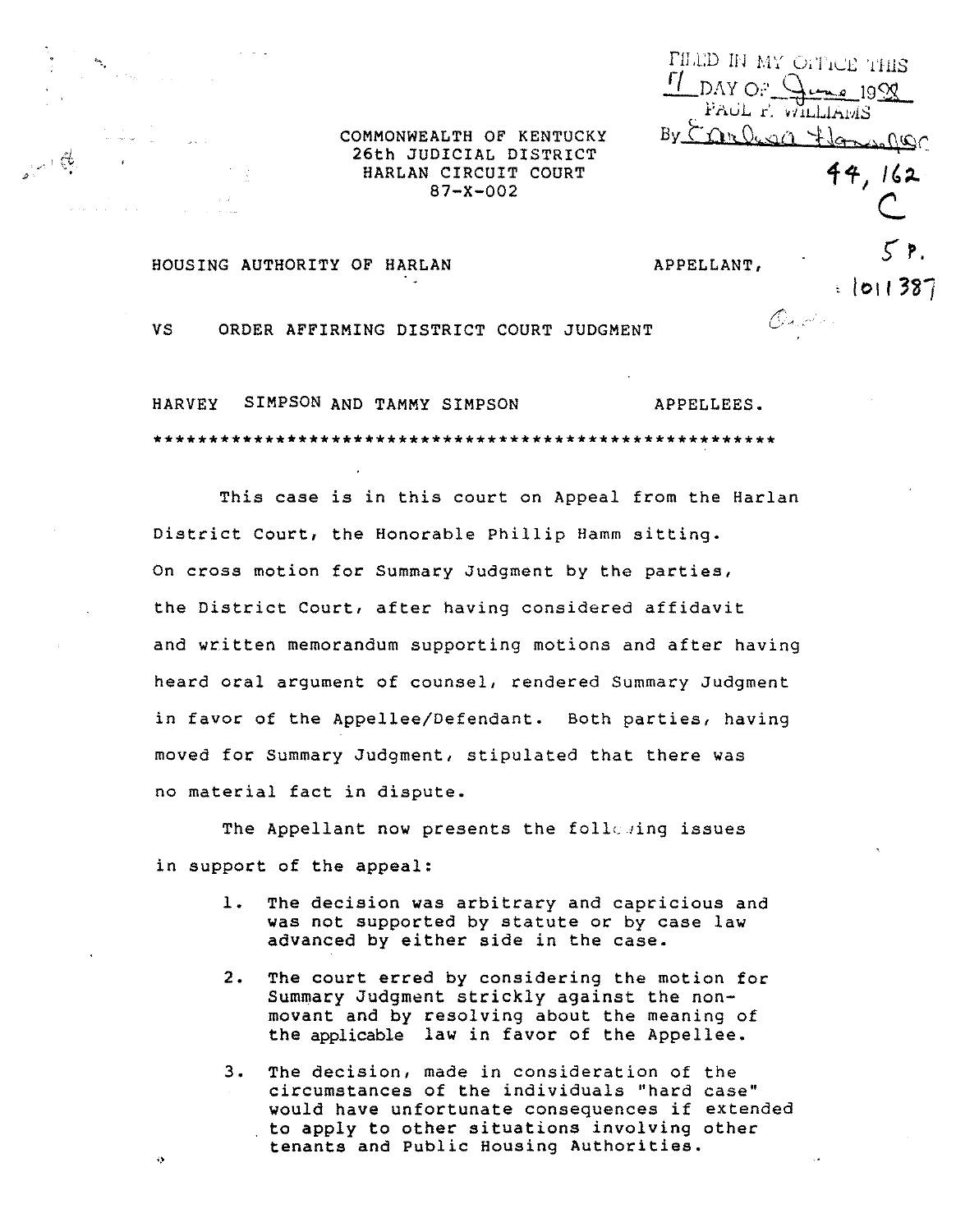FILED IN MY OFFICE THIS 17 DAY OF June 1988
PAUL F. WILLIAMS
By Carlena Hansford DC

44, 162
C
5 P.
: 1011387

COMMONWEALTH OF KENTUCKY
26th JUDICIAL DISTRICT
HARLAN CIRCUIT COURT
87-X-002

HOUSING AUTHORITY OF HARLAN APPELLANT,

VS ORDER AFFIRMING DISTRICT COURT JUDGMENT

HARVEY SIMPSON AND TAMMY SIMPSON APPELLEES.

************************************************************

This case is in this court on Appeal from the Harlan District Court, the Honorable Phillip Hamm sitting. On cross motion for Summary Judgment by the parties, the District Court, after having considered affidavit and written memorandum supporting motions and after having heard oral argument of counsel, rendered Summary Judgment in favor of the Appellee/Defendant. Both parties, having moved for Summary Judgment, stipulated that there was no material fact in dispute.

The Appellant now presents the following issues in support of the appeal:

1. The decision was arbitrary and capricious and was not supported by statute or by case law advanced by either side in the case.

2. The court erred by considering the motion for Summary Judgment strickly against the non-movant and by resolving about the meaning of the applicable law in favor of the Appellee.

3. The decision, made in consideration of the circumstances of the individuals "hard case" would have unfortunate consequences if extended to apply to other situations involving other tenants and Public Housing Authorities.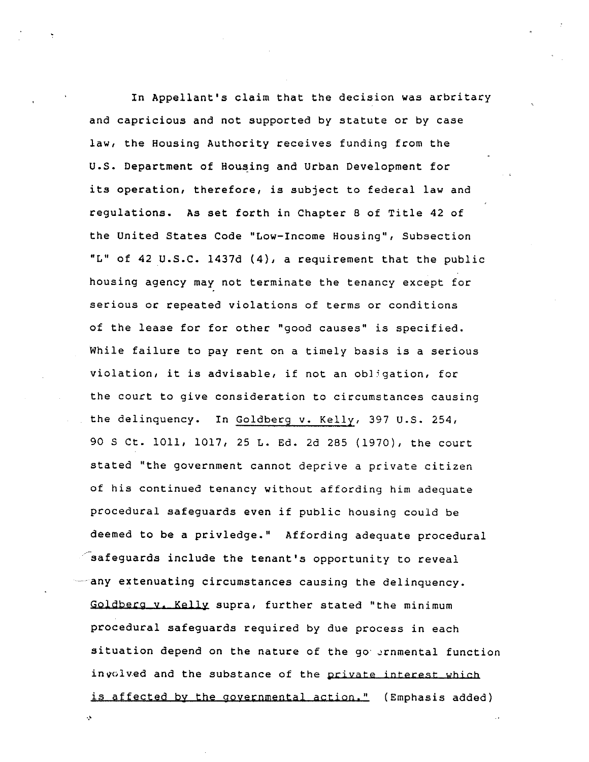In Appellant's claim that the decision was arbitrary and capricious and not supported by statute or by case law, the Housing Authority receives funding from the U.S. Department of Housing and Urban Development for its operation, therefore, is subject to federal law and regulations. As set forth in Chapter 8 of Title 42 of the United States Code "Low-Income Housing", Subsection "L" of 42 U.S.C. 1437d (4), a requirement that the public housing agency may not terminate the tenancy except for serious or repeated violations of terms or conditions of the lease for for other "good causes" is specified. While failure to pay rent on a timely basis is a serious violation, it is advisable, if not an obligation, for the court to give consideration to circumstances causing the delinquency. In <u>Goldberg v. Kelly</u>, 397 U.S. 254, 90 S Ct. 1011, 1017, 25 L. Ed. 2d 285 (1970), the court stated "the government cannot deprive a private citizen of his continued tenancy without affording him adequate procedural safeguards even if public housing could be deemed to be a privledge." Affording adequate procedural safeguards include the tenant's opportunity to reveal any extenuating circumstances causing the delinquency. <u>Goldberg v. Kelly</u> supra, further stated "the minimum procedural safeguards required by due process in each situation depend on the nature of the governmental function involved and the substance of the <u>private interest which is affected by the governmental action."</u> (Emphasis added)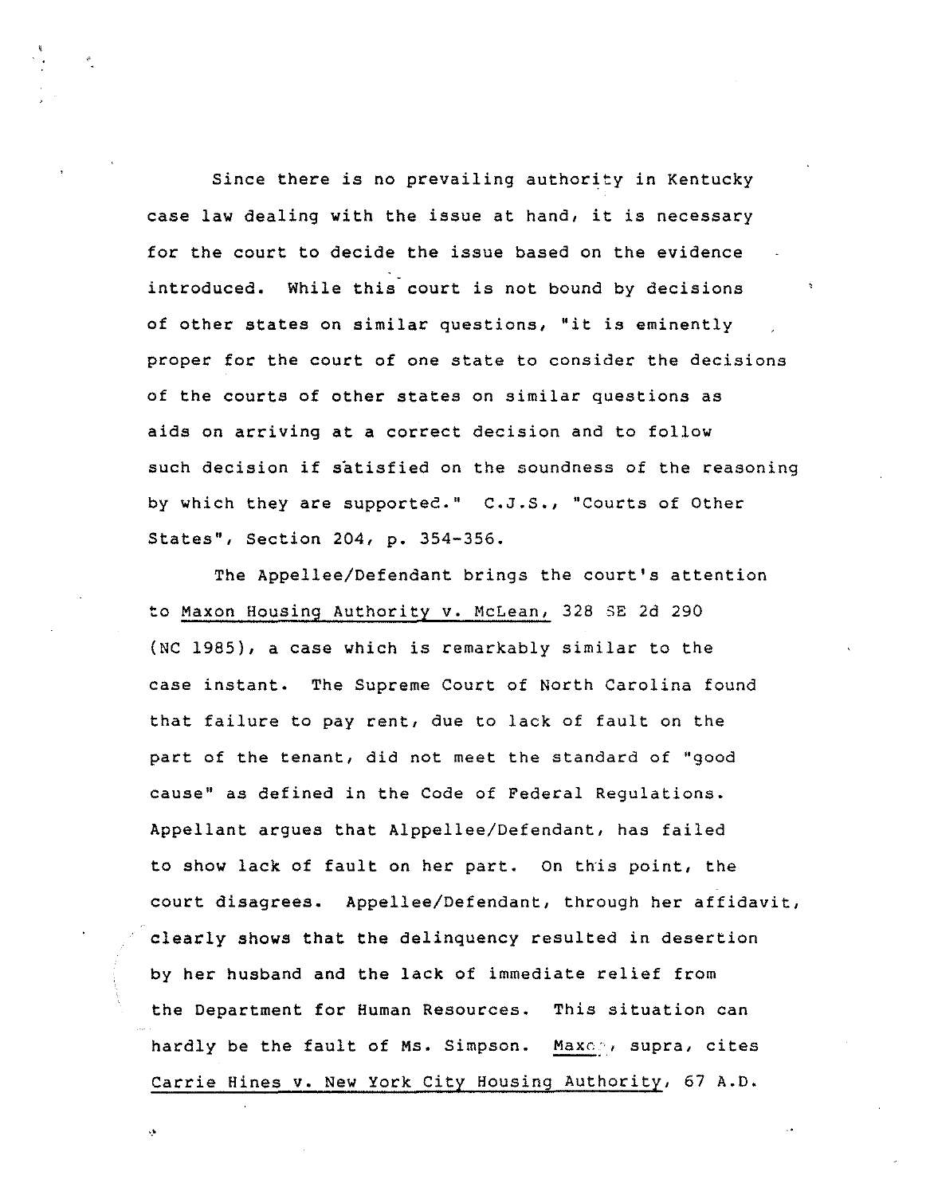Since there is no prevailing authority in Kentucky case law dealing with the issue at hand, it is necessary for the court to decide the issue based on the evidence introduced. While this court is not bound by decisions of other states on similar questions, "it is eminently proper for the court of one state to consider the decisions of the courts of other states on similar questions as aids on arriving at a correct decision and to follow such decision if satisfied on the soundness of the reasoning by which they are supported." C.J.S., "Courts of Other States", Section 204, p. 354-356.

The Appellee/Defendant brings the court's attention to Maxon Housing Authority v. McLean, 328 SE 2d 290 (NC 1985), a case which is remarkably similar to the case instant. The Supreme Court of North Carolina found that failure to pay rent, due to lack of fault on the part of the tenant, did not meet the standard of "good cause" as defined in the Code of Federal Regulations. Appellant argues that Alppellee/Defendant, has failed to show lack of fault on her part. On this point, the court disagrees. Appellee/Defendant, through her affidavit, clearly shows that the delinquency resulted in desertion by her husband and the lack of immediate relief from the Department for Human Resources. This situation can hardly be the fault of Ms. Simpson. Maxon, supra, cites Carrie Hines v. New York City Housing Authority, 67 A.D.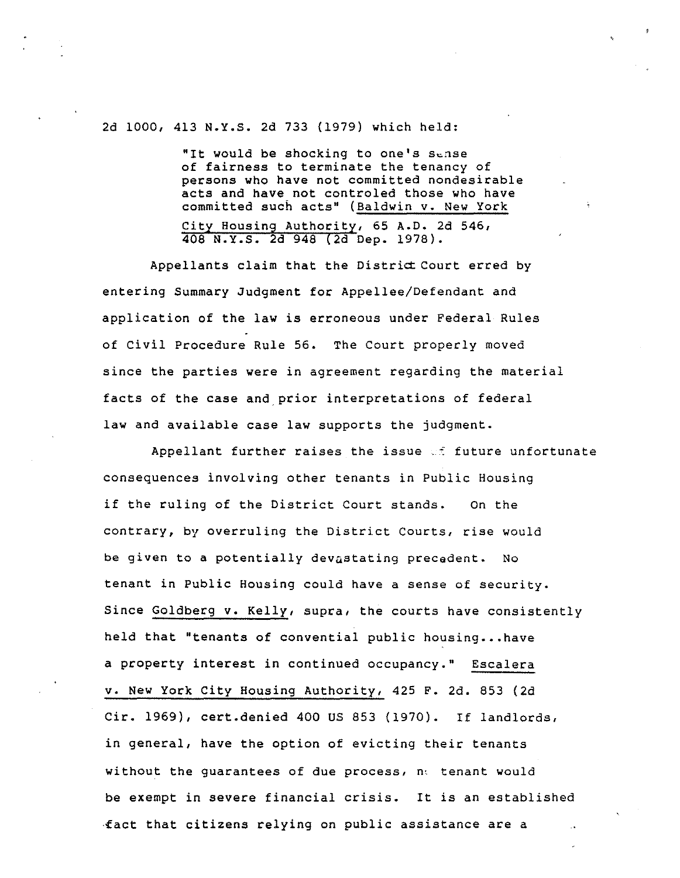2d 1000, 413 N.Y.S. 2d 733 (1979) which held:

> "It would be shocking to one's sense of fairness to terminate the tenancy of persons who have not committed nondesirable acts and have not controled those who have committed such acts" (Baldwin v. New York City Housing Authority, 65 A.D. 2d 546, 408 N.Y.S. 2d 948 (2d Dep. 1978).

Appellants claim that the District Court erred by entering Summary Judgment for Appellee/Defendant and application of the law is erroneous under Federal Rules of Civil Procedure Rule 56. The Court properly moved since the parties were in agreement regarding the material facts of the case and prior interpretations of federal law and available case law supports the judgment.

Appellant further raises the issue of future unfortunate consequences involving other tenants in Public Housing if the ruling of the District Court stands. On the contrary, by overruling the District Courts, rise would be given to a potentially devastating precedent. No tenant in Public Housing could have a sense of security. Since Goldberg v. Kelly, supra, the courts have consistently held that "tenants of convential public housing...have a property interest in continued occupancy." Escalera v. New York City Housing Authority, 425 F. 2d. 853 (2d Cir. 1969), cert.denied 400 US 853 (1970). If landlords, in general, have the option of evicting their tenants without the guarantees of due process, no tenant would be exempt in severe financial crisis. It is an established fact that citizens relying on public assistance are a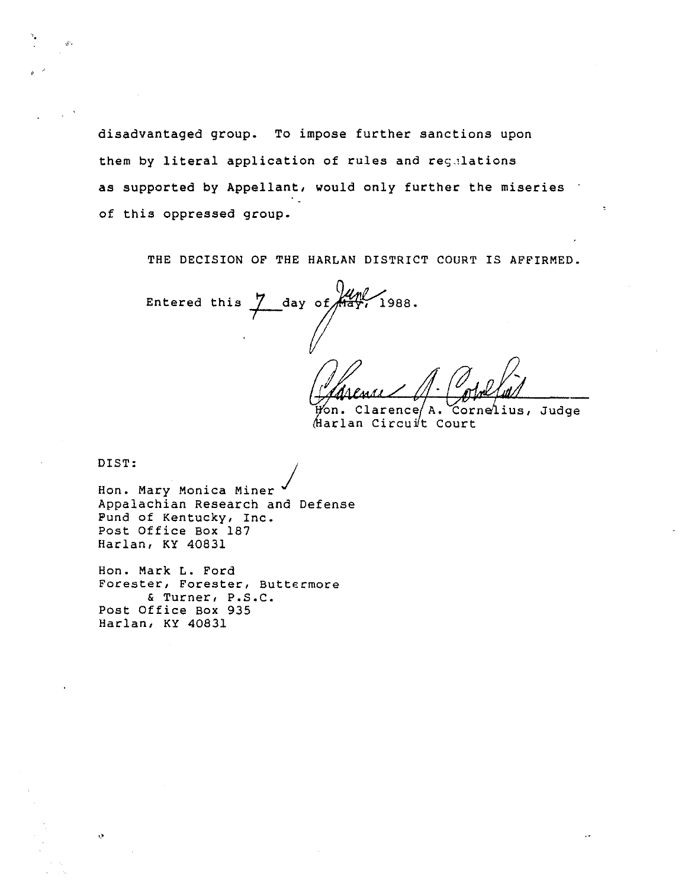disadvantaged group. To impose further sanctions upon them by literal application of rules and regulations as supported by Appellant, would only further the miseries of this oppressed group.

THE DECISION OF THE HARLAN DISTRICT COURT IS AFFIRMED.

Entered this 7 day of ~~May,~~ June 1988.

Hon. Clarence A. Cornelius, Judge
Harlan Circuit Court

DIST:

Hon. Mary Monica Miner
Appalachian Research and Defense
Fund of Kentucky, Inc.
Post Office Box 187
Harlan, KY 40831

Hon. Mark L. Ford
Forester, Forester, Buttermore
& Turner, P.S.C.
Post Office Box 935
Harlan, KY 40831